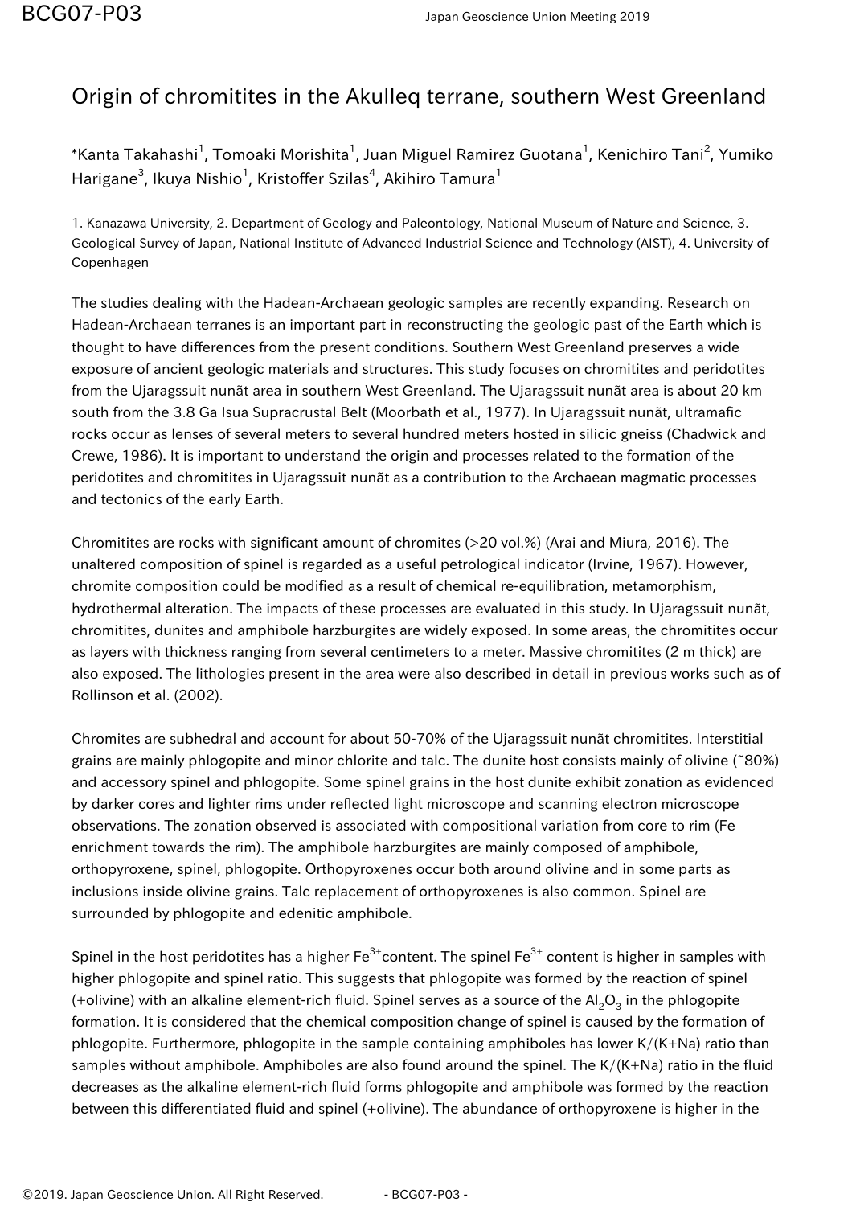# Origin of chromitites in the Akulleq terrane, southern West Greenland

*Kanta Takahashi[1], Tomoaki Morishita[1], Juan Miguel Ramirez Guotana[1], Kenichiro Tani[2], Yumiko Harigane[3], Ikuya Nishio[1], Kristoffer Szilas[4], Akihiro Tamura[1]

1. Kanazawa University, 2. Department of Geology and Paleontology, National Museum of Nature and Science, 3. Geological Survey of Japan, National Institute of Advanced Industrial Science and Technology (AIST), 4. University of Copenhagen

The studies dealing with the Hadean-Archaean geologic samples are recently expanding. Research on Hadean-Archaean terranes is an important part in reconstructing the geologic past of the Earth which is thought to have differences from the present conditions. Southern West Greenland preserves a wide exposure of ancient geologic materials and structures. This study focuses on chromitites and peridotites from the Ujaragssuit nunãt area in southern West Greenland. The Ujaragssuit nunãt area is about 20 km south from the 3.8 Ga Isua Supracrustal Belt (Moorbath et al., 1977). In Ujaragssuit nunãt, ultramafic rocks occur as lenses of several meters to several hundred meters hosted in silicic gneiss (Chadwick and Crewe, 1986). It is important to understand the origin and processes related to the formation of the peridotites and chromitites in Ujaragssuit nunãt as a contribution to the Archaean magmatic processes and tectonics of the early Earth.

Chromitites are rocks with significant amount of chromites (>20 vol.%) (Arai and Miura, 2016). The unaltered composition of spinel is regarded as a useful petrological indicator (Irvine, 1967). However, chromite composition could be modified as a result of chemical re-equilibration, metamorphism, hydrothermal alteration. The impacts of these processes are evaluated in this study. In Ujaragssuit nunãt, chromitites, dunites and amphibole harzburgites are widely exposed. In some areas, the chromitites occur as layers with thickness ranging from several centimeters to a meter. Massive chromitites (2 m thick) are also exposed. The lithologies present in the area were also described in detail in previous works such as of Rollinson et al. (2002).

Chromites are subhedral and account for about 50-70% of the Ujaragssuit nunãt chromitites. Interstitial grains are mainly phlogopite and minor chlorite and talc. The dunite host consists mainly of olivine (~80%) and accessory spinel and phlogopite. Some spinel grains in the host dunite exhibit zonation as evidenced by darker cores and lighter rims under reflected light microscope and scanning electron microscope observations. The zonation observed is associated with compositional variation from core to rim (Fe enrichment towards the rim). The amphibole harzburgites are mainly composed of amphibole, orthopyroxene, spinel, phlogopite. Orthopyroxenes occur both around olivine and in some parts as inclusions inside olivine grains. Talc replacement of orthopyroxenes is also common. Spinel are surrounded by phlogopite and edenitic amphibole.

Spinel in the host peridotites has a higher $Fe^{3+}$content. The spinel $Fe^{3+}$ content is higher in samples with higher phlogopite and spinel ratio. This suggests that phlogopite was formed by the reaction of spinel (+olivine) with an alkaline element-rich fluid. Spinel serves as a source of the $Al_2O_3$ in the phlogopite formation. It is considered that the chemical composition change of spinel is caused by the formation of phlogopite. Furthermore, phlogopite in the sample containing amphiboles has lower K/(K+Na) ratio than samples without amphibole. Amphiboles are also found around the spinel. The K/(K+Na) ratio in the fluid decreases as the alkaline element-rich fluid forms phlogopite and amphibole was formed by the reaction between this differentiated fluid and spinel (+olivine). The abundance of orthopyroxene is higher in the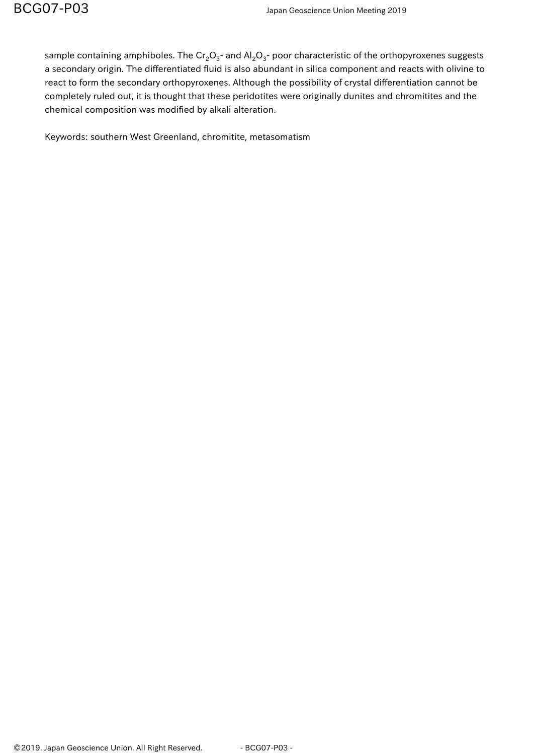sample containing amphiboles. The $Cr_2O_3$- and $Al_2O_3$- poor characteristic of the orthopyroxenes suggests a secondary origin. The differentiated fluid is also abundant in silica component and reacts with olivine to react to form the secondary orthopyroxenes. Although the possibility of crystal differentiation cannot be completely ruled out, it is thought that these peridotites were originally dunites and chromitites and the chemical composition was modified by alkali alteration.

Keywords: southern West Greenland, chromitite, metasomatism